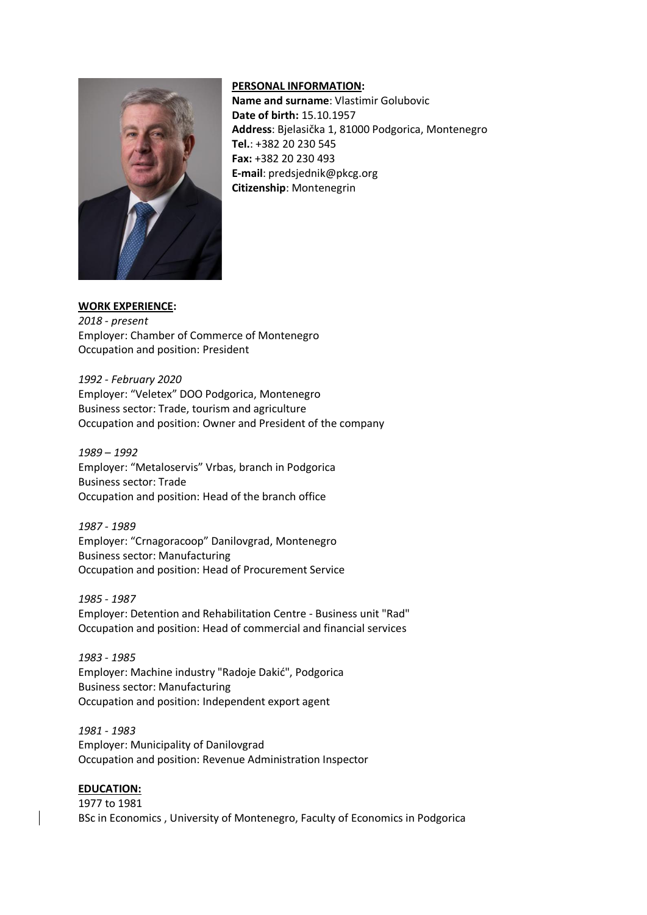**PERSONAL INFORMATION:**

**Name and surname**: Vlastimir Golubovic
**Date of birth:** 15.10.1957
**Address**: Bjelasička 1, 81000 Podgorica, Montenegro
**Tel.**: +382 20 230 545
**Fax:** +382 20 230 493
**E-mail**: predsjednik@pkcg.org
**Citizenship**: Montenegrin

**WORK EXPERIENCE:**

*2018 - present*
Employer: Chamber of Commerce of Montenegro
Occupation and position: President

*1992 - February 2020*
Employer: "Veletex" DOO Podgorica, Montenegro
Business sector: Trade, tourism and agriculture
Occupation and position: Owner and President of the company

*1989 – 1992*
Employer: "Metaloservis" Vrbas, branch in Podgorica
Business sector: Trade
Occupation and position: Head of the branch office

*1987 - 1989*
Employer: "Crnagoracoop" Danilovgrad, Montenegro
Business sector: Manufacturing
Occupation and position: Head of Procurement Service

*1985 - 1987*
Employer: Detention and Rehabilitation Centre - Business unit "Rad"
Occupation and position: Head of commercial and financial services

*1983 - 1985*
Employer: Machine industry "Radoje Dakić", Podgorica
Business sector: Manufacturing
Occupation and position: Independent export agent

*1981 - 1983*
Employer: Municipality of Danilovgrad
Occupation and position: Revenue Administration Inspector

**EDUCATION:**

1977 to 1981
BSc in Economics , University of Montenegro, Faculty of Economics in Podgorica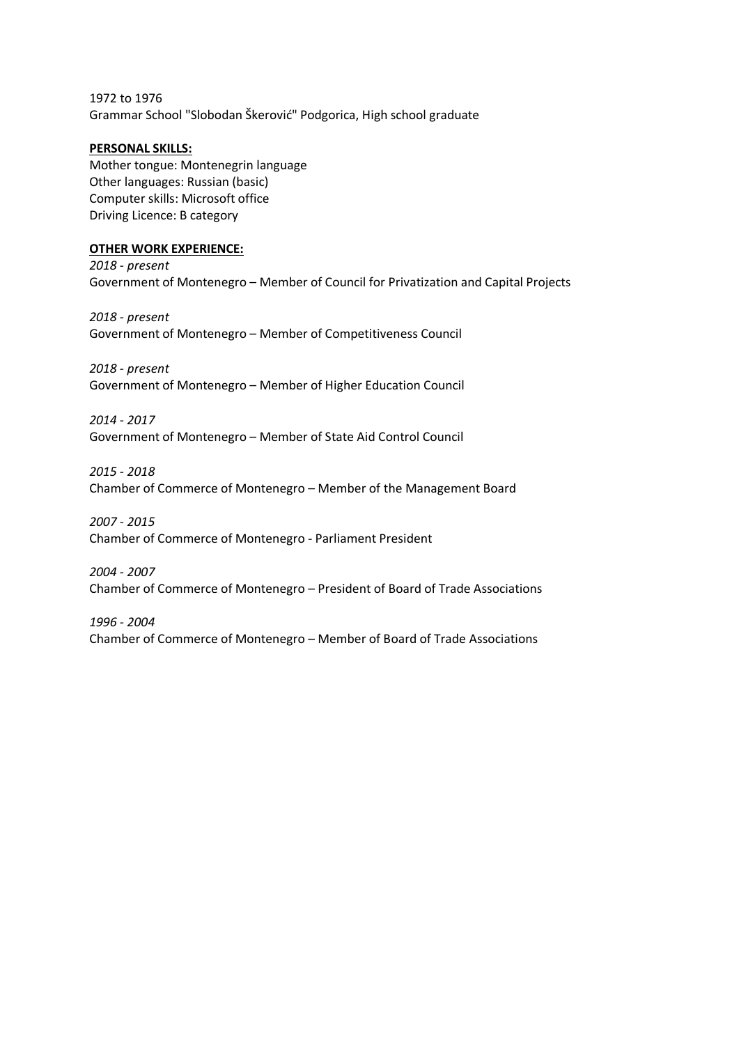1972 to 1976
Grammar School "Slobodan Škerović" Podgorica, High school graduate

**PERSONAL SKILLS:**

Mother tongue: Montenegrin language
Other languages: Russian (basic)
Computer skills: Microsoft office
Driving Licence: B category

**OTHER WORK EXPERIENCE:**

*2018 - present*
Government of Montenegro – Member of Council for Privatization and Capital Projects

*2018 - present*
Government of Montenegro – Member of Competitiveness Council

*2018 - present*
Government of Montenegro – Member of Higher Education Council

*2014 - 2017*
Government of Montenegro – Member of State Aid Control Council

*2015 - 2018*
Chamber of Commerce of Montenegro – Member of the Management Board

*2007 - 2015*
Chamber of Commerce of Montenegro - Parliament President

*2004 - 2007*
Chamber of Commerce of Montenegro – President of Board of Trade Associations

*1996 - 2004*
Chamber of Commerce of Montenegro – Member of Board of Trade Associations